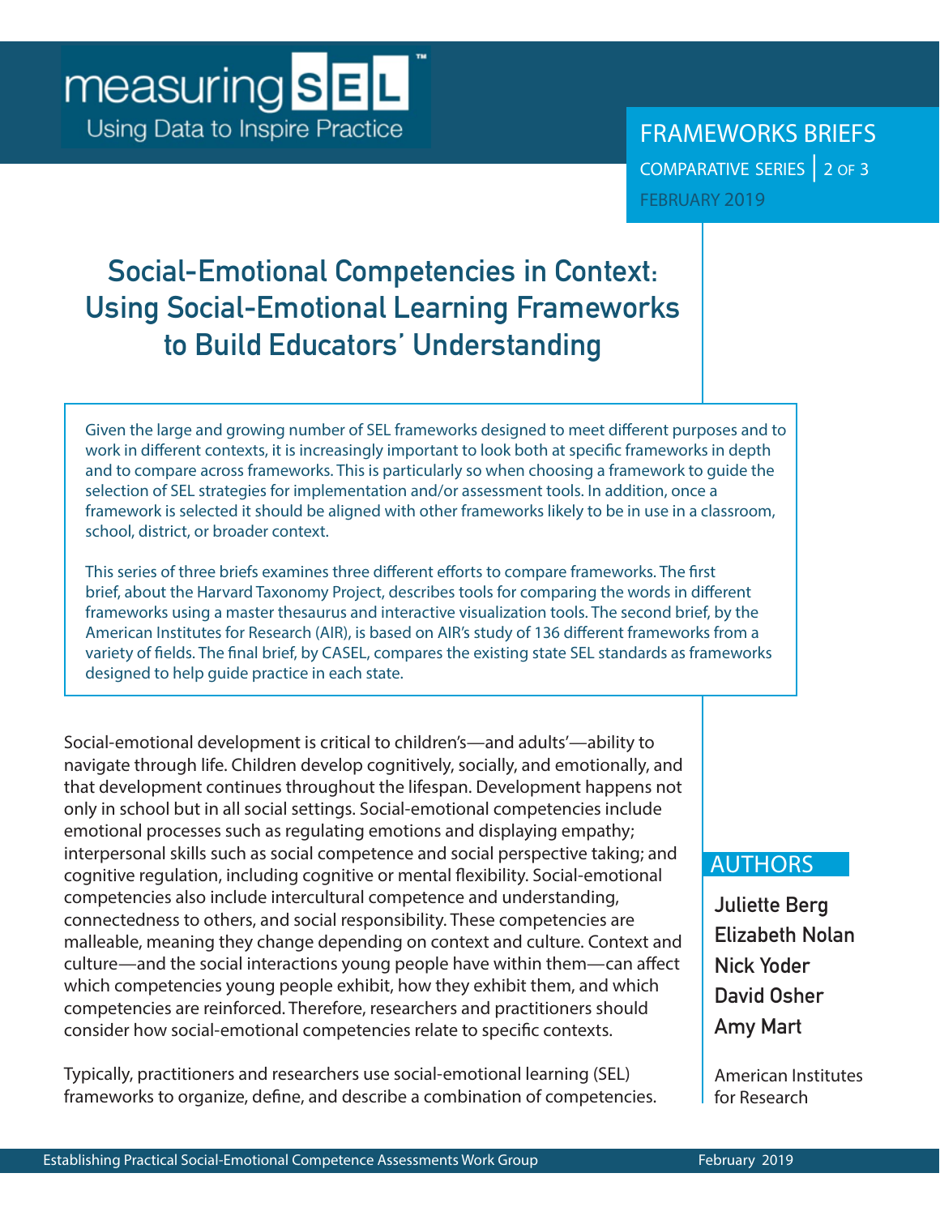measuring SEL™
Using Data to Inspire Practice

FRAMEWORKS BRIEFS
COMPARATIVE SERIES | 2 OF 3
FEBRUARY 2019

# Social-Emotional Competencies in Context: Using Social-Emotional Learning Frameworks to Build Educators' Understanding

Given the large and growing number of SEL frameworks designed to meet different purposes and to work in different contexts, it is increasingly important to look both at specific frameworks in depth and to compare across frameworks. This is particularly so when choosing a framework to guide the selection of SEL strategies for implementation and/or assessment tools. In addition, once a framework is selected it should be aligned with other frameworks likely to be in use in a classroom, school, district, or broader context.

This series of three briefs examines three different efforts to compare frameworks. The first brief, about the Harvard Taxonomy Project, describes tools for comparing the words in different frameworks using a master thesaurus and interactive visualization tools. The second brief, by the American Institutes for Research (AIR), is based on AIR's study of 136 different frameworks from a variety of fields. The final brief, by CASEL, compares the existing state SEL standards as frameworks designed to help guide practice in each state.

## AUTHORS

**Juliette Berg**
**Elizabeth Nolan**
**Nick Yoder**
**David Osher**
**Amy Mart**

American Institutes for Research

Social-emotional development is critical to children's—and adults'—ability to navigate through life. Children develop cognitively, socially, and emotionally, and that development continues throughout the lifespan. Development happens not only in school but in all social settings. Social-emotional competencies include emotional processes such as regulating emotions and displaying empathy; interpersonal skills such as social competence and social perspective taking; and cognitive regulation, including cognitive or mental flexibility. Social-emotional competencies also include intercultural competence and understanding, connectedness to others, and social responsibility. These competencies are malleable, meaning they change depending on context and culture. Context and culture—and the social interactions young people have within them—can affect which competencies young people exhibit, how they exhibit them, and which competencies are reinforced. Therefore, researchers and practitioners should consider how social-emotional competencies relate to specific contexts.

Typically, practitioners and researchers use social-emotional learning (SEL) frameworks to organize, define, and describe a combination of competencies.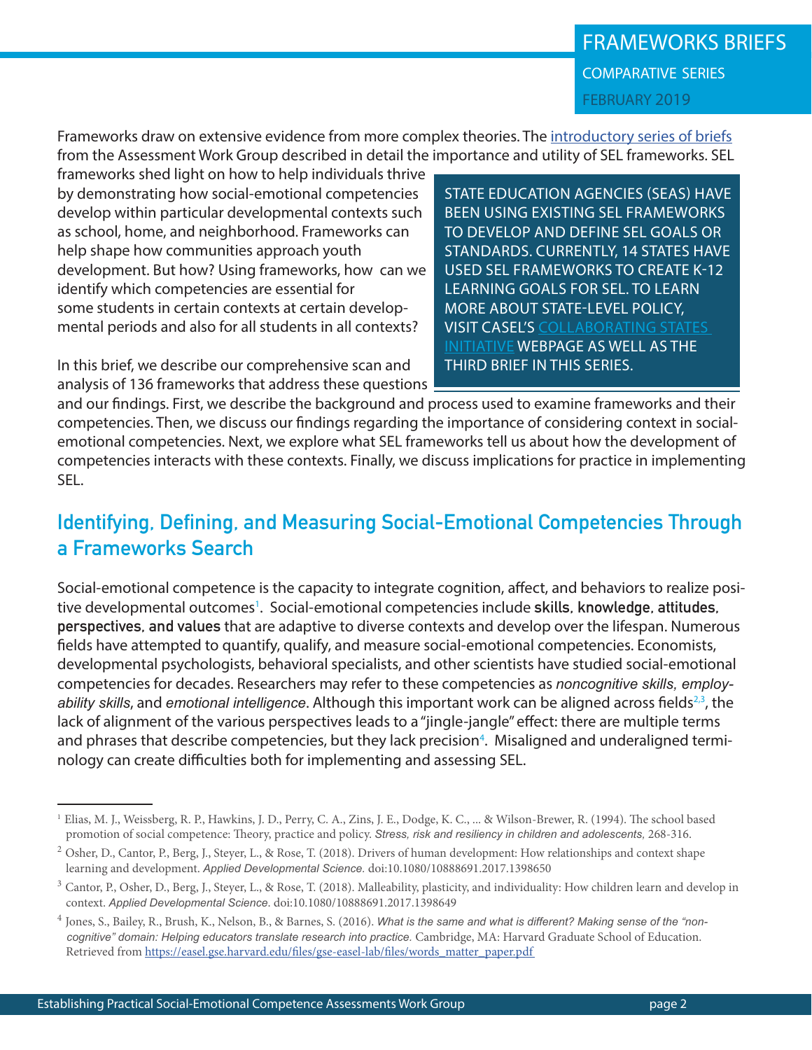Frameworks draw on extensive evidence from more complex theories. The introductory series of briefs from the Assessment Work Group described in detail the importance and utility of SEL frameworks. SEL frameworks shed light on how to help individuals thrive by demonstrating how social-emotional competencies develop within particular developmental contexts such as school, home, and neighborhood. Frameworks can help shape how communities approach youth development. But how? Using frameworks, how can we identify which competencies are essential for some students in certain contexts at certain developmental periods and also for all students in all contexts?

> STATE EDUCATION AGENCIES (SEAS) HAVE BEEN USING EXISTING SEL FRAMEWORKS TO DEVELOP AND DEFINE SEL GOALS OR STANDARDS. CURRENTLY, 14 STATES HAVE USED SEL FRAMEWORKS TO CREATE K-12 LEARNING GOALS FOR SEL. TO LEARN MORE ABOUT STATE-LEVEL POLICY, VISIT CASEL'S COLLABORATING STATES INITIATIVE WEBPAGE AS WELL AS THE THIRD BRIEF IN THIS SERIES.

In this brief, we describe our comprehensive scan and analysis of 136 frameworks that address these questions and our findings. First, we describe the background and process used to examine frameworks and their competencies. Then, we discuss our findings regarding the importance of considering context in social-emotional competencies. Next, we explore what SEL frameworks tell us about how the development of competencies interacts with these contexts. Finally, we discuss implications for practice in implementing SEL.

## Identifying, Defining, and Measuring Social-Emotional Competencies Through a Frameworks Search

Social-emotional competence is the capacity to integrate cognition, affect, and behaviors to realize positive developmental outcomes[1]. Social-emotional competencies include **skills, knowledge, attitudes, perspectives, and values** that are adaptive to diverse contexts and develop over the lifespan. Numerous fields have attempted to quantify, qualify, and measure social-emotional competencies. Economists, developmental psychologists, behavioral specialists, and other scientists have studied social-emotional competencies for decades. Researchers may refer to these competencies as *noncognitive skills*, *employability skills*, and *emotional intelligence*. Although this important work can be aligned across fields[2,3], the lack of alignment of the various perspectives leads to a "jingle-jangle" effect: there are multiple terms and phrases that describe competencies, but they lack precision[4]. Misaligned and underaligned terminology can create difficulties both for implementing and assessing SEL.

---

[1] Elias, M. J., Weissberg, R. P., Hawkins, J. D., Perry, C. A., Zins, J. E., Dodge, K. C., ... & Wilson-Brewer, R. (1994). The school based promotion of social competence: Theory, practice and policy. *Stress, risk and resiliency in children and adolescents,* 268-316.

[2] Osher, D., Cantor, P., Berg, J., Steyer, L., & Rose, T. (2018). Drivers of human development: How relationships and context shape learning and development. *Applied Developmental Science.* doi:10.1080/10888691.2017.1398650

[3] Cantor, P., Osher, D., Berg, J., Steyer, L., & Rose, T. (2018). Malleability, plasticity, and individuality: How children learn and develop in context. *Applied Developmental Science.* doi:10.1080/10888691.2017.1398649

[4] Jones, S., Bailey, R., Brush, K., Nelson, B., & Barnes, S. (2016). *What is the same and what is different? Making sense of the "non-cognitive" domain: Helping educators translate research into practice.* Cambridge, MA: Harvard Graduate School of Education. Retrieved from https://easel.gse.harvard.edu/files/gse-easel-lab/files/words_matter_paper.pdf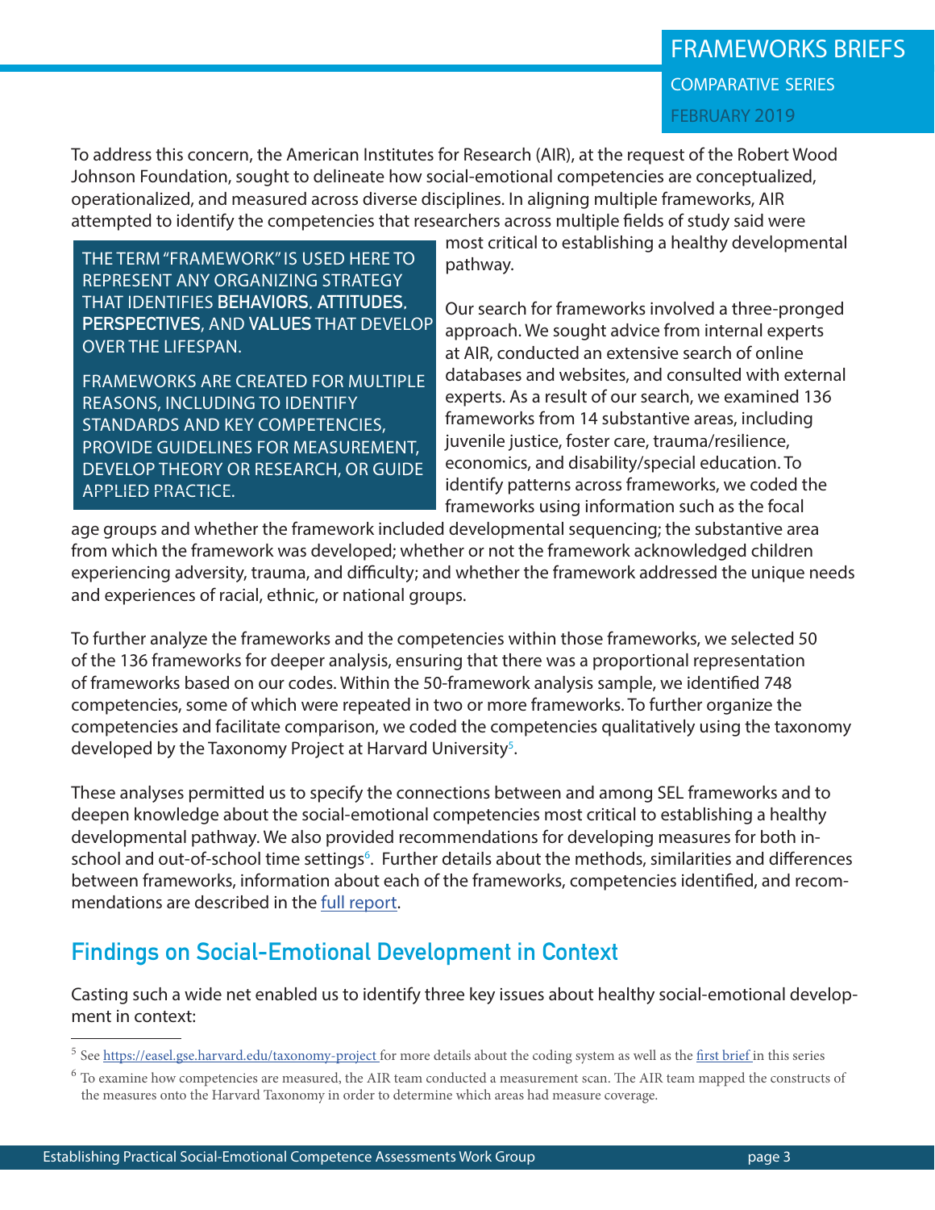To address this concern, the American Institutes for Research (AIR), at the request of the Robert Wood Johnson Foundation, sought to delineate how social-emotional competencies are conceptualized, operationalized, and measured across diverse disciplines. In aligning multiple frameworks, AIR attempted to identify the competencies that researchers across multiple fields of study said were most critical to establishing a healthy developmental pathway.

> THE TERM "FRAMEWORK" IS USED HERE TO REPRESENT ANY ORGANIZING STRATEGY THAT IDENTIFIES **BEHAVIORS**, **ATTITUDES**, **PERSPECTIVES**, AND **VALUES** THAT DEVELOP OVER THE LIFESPAN.
>
> FRAMEWORKS ARE CREATED FOR MULTIPLE REASONS, INCLUDING TO IDENTIFY STANDARDS AND KEY COMPETENCIES, PROVIDE GUIDELINES FOR MEASUREMENT, DEVELOP THEORY OR RESEARCH, OR GUIDE APPLIED PRACTICE.

Our search for frameworks involved a three-pronged approach. We sought advice from internal experts at AIR, conducted an extensive search of online databases and websites, and consulted with external experts. As a result of our search, we examined 136 frameworks from 14 substantive areas, including juvenile justice, foster care, trauma/resilience, economics, and disability/special education. To identify patterns across frameworks, we coded the frameworks using information such as the focal age groups and whether the framework included developmental sequencing; the substantive area from which the framework was developed; whether or not the framework acknowledged children experiencing adversity, trauma, and difficulty; and whether the framework addressed the unique needs and experiences of racial, ethnic, or national groups.

To further analyze the frameworks and the competencies within those frameworks, we selected 50 of the 136 frameworks for deeper analysis, ensuring that there was a proportional representation of frameworks based on our codes. Within the 50-framework analysis sample, we identified 748 competencies, some of which were repeated in two or more frameworks. To further organize the competencies and facilitate comparison, we coded the competencies qualitatively using the taxonomy developed by the Taxonomy Project at Harvard University[5].

These analyses permitted us to specify the connections between and among SEL frameworks and to deepen knowledge about the social-emotional competencies most critical to establishing a healthy developmental pathway. We also provided recommendations for developing measures for both in-school and out-of-school time settings[6]. Further details about the methods, similarities and differences between frameworks, information about each of the frameworks, competencies identified, and recommendations are described in the full report.

## Findings on Social-Emotional Development in Context

Casting such a wide net enabled us to identify three key issues about healthy social-emotional development in context:

---

[5] See https://easel.gse.harvard.edu/taxonomy-project for more details about the coding system as well as the first brief in this series

[6] To examine how competencies are measured, the AIR team conducted a measurement scan. The AIR team mapped the constructs of the measures onto the Harvard Taxonomy in order to determine which areas had measure coverage.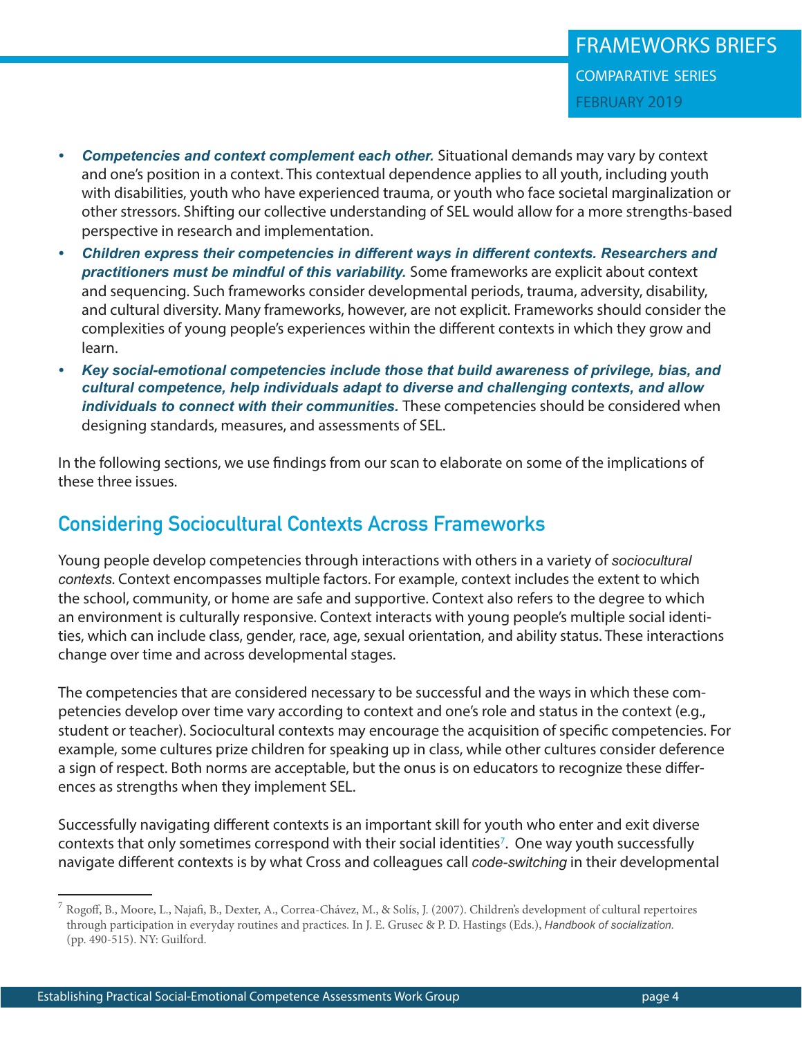- ***Competencies and context complement each other.*** Situational demands may vary by context and one's position in a context. This contextual dependence applies to all youth, including youth with disabilities, youth who have experienced trauma, or youth who face societal marginalization or other stressors. Shifting our collective understanding of SEL would allow for a more strengths-based perspective in research and implementation.
- ***Children express their competencies in different ways in different contexts. Researchers and practitioners must be mindful of this variability.*** Some frameworks are explicit about context and sequencing. Such frameworks consider developmental periods, trauma, adversity, disability, and cultural diversity. Many frameworks, however, are not explicit. Frameworks should consider the complexities of young people's experiences within the different contexts in which they grow and learn.
- ***Key social-emotional competencies include those that build awareness of privilege, bias, and cultural competence, help individuals adapt to diverse and challenging contexts, and allow individuals to connect with their communities.*** These competencies should be considered when designing standards, measures, and assessments of SEL.

In the following sections, we use findings from our scan to elaborate on some of the implications of these three issues.

## Considering Sociocultural Contexts Across Frameworks

Young people develop competencies through interactions with others in a variety of *sociocultural contexts*. Context encompasses multiple factors. For example, context includes the extent to which the school, community, or home are safe and supportive. Context also refers to the degree to which an environment is culturally responsive. Context interacts with young people's multiple social identities, which can include class, gender, race, age, sexual orientation, and ability status. These interactions change over time and across developmental stages.

The competencies that are considered necessary to be successful and the ways in which these competencies develop over time vary according to context and one's role and status in the context (e.g., student or teacher). Sociocultural contexts may encourage the acquisition of specific competencies. For example, some cultures prize children for speaking up in class, while other cultures consider deference a sign of respect. Both norms are acceptable, but the onus is on educators to recognize these differences as strengths when they implement SEL.

Successfully navigating different contexts is an important skill for youth who enter and exit diverse contexts that only sometimes correspond with their social identities[7]. One way youth successfully navigate different contexts is by what Cross and colleagues call *code-switching* in their developmental

---

[7] Rogoff, B., Moore, L., Najafi, B., Dexter, A., Correa-Chávez, M., & Solís, J. (2007). Children's development of cultural repertoires through participation in everyday routines and practices. In J. E. Grusec & P. D. Hastings (Eds.), *Handbook of socialization.* (pp. 490-515). NY: Guilford.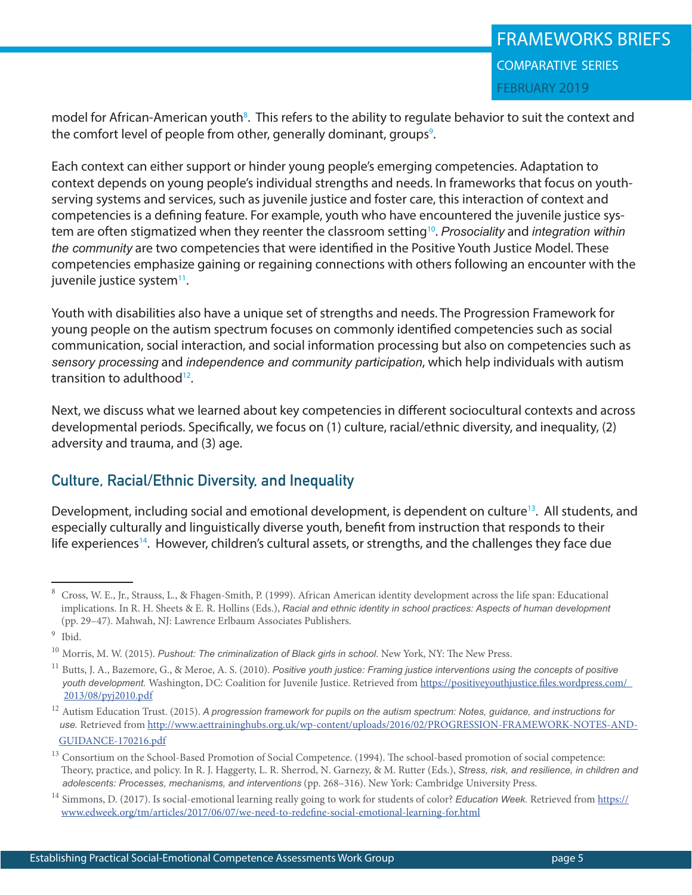model for African-American youth[8]. This refers to the ability to regulate behavior to suit the context and the comfort level of people from other, generally dominant, groups[9].

Each context can either support or hinder young people's emerging competencies. Adaptation to context depends on young people's individual strengths and needs. In frameworks that focus on youth-serving systems and services, such as juvenile justice and foster care, this interaction of context and competencies is a defining feature. For example, youth who have encountered the juvenile justice system are often stigmatized when they reenter the classroom setting[10]. *Prosociality* and *integration within the community* are two competencies that were identified in the Positive Youth Justice Model. These competencies emphasize gaining or regaining connections with others following an encounter with the juvenile justice system[11].

Youth with disabilities also have a unique set of strengths and needs. The Progression Framework for young people on the autism spectrum focuses on commonly identified competencies such as social communication, social interaction, and social information processing but also on competencies such as *sensory processing* and *independence and community participation*, which help individuals with autism transition to adulthood[12].

Next, we discuss what we learned about key competencies in different sociocultural contexts and across developmental periods. Specifically, we focus on (1) culture, racial/ethnic diversity, and inequality, (2) adversity and trauma, and (3) age.

## Culture, Racial/Ethnic Diversity, and Inequality

Development, including social and emotional development, is dependent on culture[13]. All students, and especially culturally and linguistically diverse youth, benefit from instruction that responds to their life experiences[14]. However, children's cultural assets, or strengths, and the challenges they face due

---

[8] Cross, W. E., Jr., Strauss, L., & Fhagen-Smith, P. (1999). African American identity development across the life span: Educational implications. In R. H. Sheets & E. R. Hollins (Eds.), *Racial and ethnic identity in school practices: Aspects of human development* (pp. 29–47). Mahwah, NJ: Lawrence Erlbaum Associates Publishers.

[9] Ibid.

[10] Morris, M. W. (2015). *Pushout: The criminalization of Black girls in school.* New York, NY: The New Press.

[11] Butts, J. A., Bazemore, G., & Meroe, A. S. (2010). *Positive youth justice: Framing justice interventions using the concepts of positive youth development.* Washington, DC: Coalition for Juvenile Justice. Retrieved from https://positiveyouthjustice.files.wordpress.com/2013/08/pyj2010.pdf

[12] Autism Education Trust. (2015). *A progression framework for pupils on the autism spectrum: Notes, guidance, and instructions for use.* Retrieved from http://www.aettraininghubs.org.uk/wp-content/uploads/2016/02/PROGRESSION-FRAMEWORK-NOTES-AND-GUIDANCE-170216.pdf

[13] Consortium on the School-Based Promotion of Social Competence. (1994). The school-based promotion of social competence: Theory, practice, and policy. In R. J. Haggerty, L. R. Sherrod, N. Garnezy, & M. Rutter (Eds.), *Stress, risk, and resilience, in children and adolescents: Processes, mechanisms, and interventions* (pp. 268–316). New York: Cambridge University Press.

[14] Simmons, D. (2017). Is social-emotional learning really going to work for students of color? *Education Week.* Retrieved from https://www.edweek.org/tm/articles/2017/06/07/we-need-to-redefine-social-emotional-learning-for.html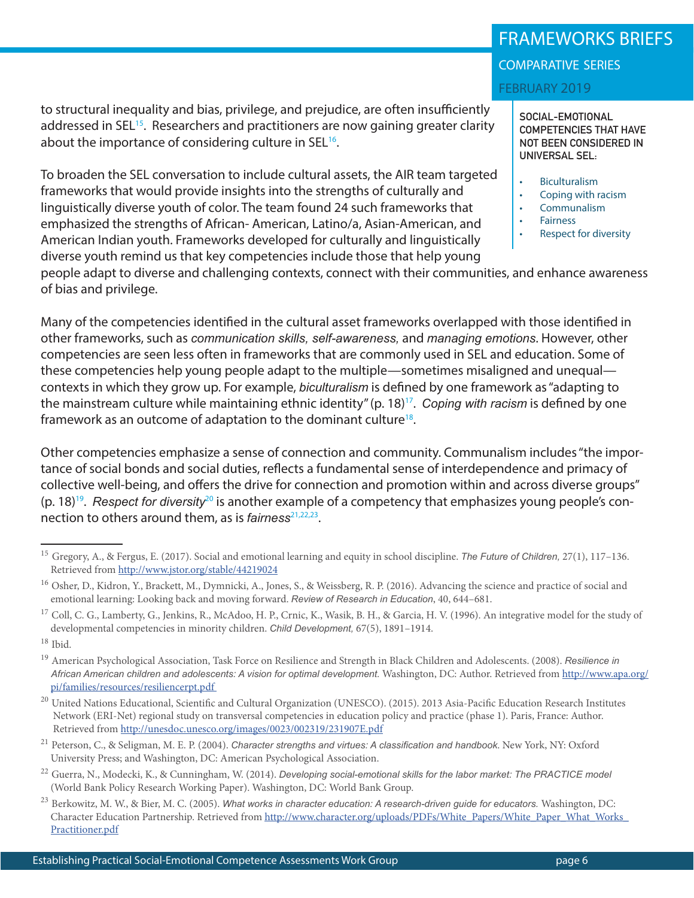to structural inequality and bias, privilege, and prejudice, are often insufficiently addressed in SEL[15]. Researchers and practitioners are now gaining greater clarity about the importance of considering culture in SEL[16].

To broaden the SEL conversation to include cultural assets, the AIR team targeted frameworks that would provide insights into the strengths of culturally and linguistically diverse youth of color. The team found 24 such frameworks that emphasized the strengths of African- American, Latino/a, Asian-American, and American Indian youth. Frameworks developed for culturally and linguistically diverse youth remind us that key competencies include those that help young people adapt to diverse and challenging contexts, connect with their communities, and enhance awareness of bias and privilege.

**SOCIAL-EMOTIONAL COMPETENCIES THAT HAVE NOT BEEN CONSIDERED IN UNIVERSAL SEL:**

- Biculturalism
- Coping with racism
- Communalism
- Fairness
- Respect for diversity

Many of the competencies identified in the cultural asset frameworks overlapped with those identified in other frameworks, such as *communication skills, self-awareness,* and *managing emotions*. However, other competencies are seen less often in frameworks that are commonly used in SEL and education. Some of these competencies help young people adapt to the multiple—sometimes misaligned and unequal—contexts in which they grow up. For example, *biculturalism* is defined by one framework as "adapting to the mainstream culture while maintaining ethnic identity" (p. 18)[17]. *Coping with racism* is defined by one framework as an outcome of adaptation to the dominant culture[18].

Other competencies emphasize a sense of connection and community. Communalism includes "the importance of social bonds and social duties, reflects a fundamental sense of interdependence and primacy of collective well-being, and offers the drive for connection and promotion within and across diverse groups" (p. 18)[19]. *Respect for diversity*[20] is another example of a competency that emphasizes young people's connection to others around them, as is *fairness*[21,22,23].

---

[15] Gregory, A., & Fergus, E. (2017). Social and emotional learning and equity in school discipline. *The Future of Children,* 27(1), 117–136. Retrieved from http://www.jstor.org/stable/44219024

[16] Osher, D., Kidron, Y., Brackett, M., Dymnicki, A., Jones, S., & Weissberg, R. P. (2016). Advancing the science and practice of social and emotional learning: Looking back and moving forward. *Review of Research in Education*, 40, 644–681.

[17] Coll, C. G., Lamberty, G., Jenkins, R., McAdoo, H. P., Crnic, K., Wasik, B. H., & Garcia, H. V. (1996). An integrative model for the study of developmental competencies in minority children. *Child Development,* 67(5), 1891–1914.

[18] Ibid.

[19] American Psychological Association, Task Force on Resilience and Strength in Black Children and Adolescents. (2008). *Resilience in African American children and adolescents: A vision for optimal development.* Washington, DC: Author. Retrieved from http://www.apa.org/pi/families/resources/resiliencerpt.pdf

[20] United Nations Educational, Scientific and Cultural Organization (UNESCO). (2015). 2013 Asia-Pacific Education Research Institutes Network (ERI-Net) regional study on transversal competencies in education policy and practice (phase 1). Paris, France: Author. Retrieved from http://unesdoc.unesco.org/images/0023/002319/231907E.pdf

[21] Peterson, C., & Seligman, M. E. P. (2004). *Character strengths and virtues: A classification and handbook.* New York, NY: Oxford University Press; and Washington, DC: American Psychological Association.

[22] Guerra, N., Modecki, K., & Cunningham, W. (2014). *Developing social-emotional skills for the labor market: The PRACTICE model* (World Bank Policy Research Working Paper). Washington, DC: World Bank Group.

[23] Berkowitz, M. W., & Bier, M. C. (2005). *What works in character education: A research-driven guide for educators.* Washington, DC: Character Education Partnership. Retrieved from http://www.character.org/uploads/PDFs/White_Papers/White_Paper_What_Works_Practitioner.pdf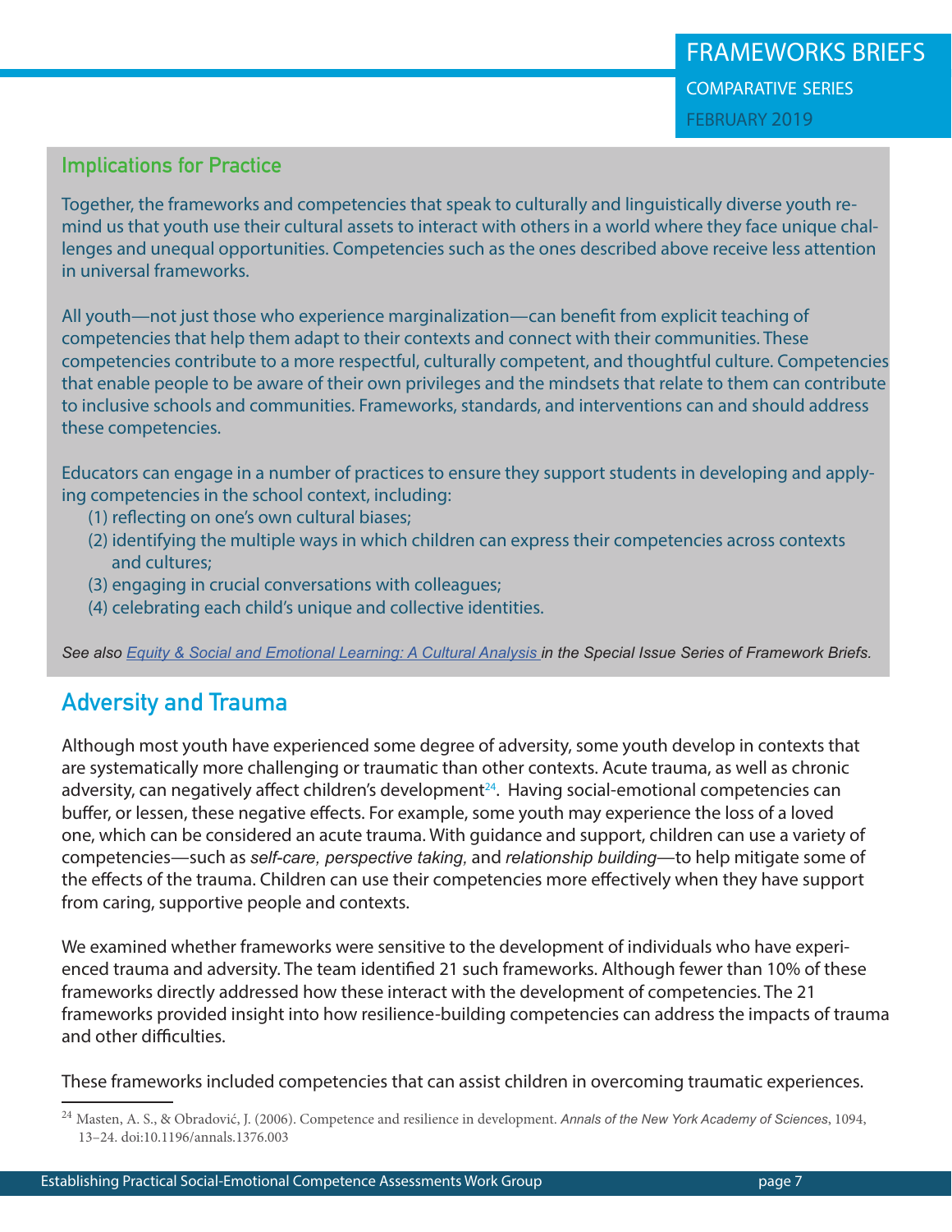## Implications for Practice

Together, the frameworks and competencies that speak to culturally and linguistically diverse youth remind us that youth use their cultural assets to interact with others in a world where they face unique challenges and unequal opportunities. Competencies such as the ones described above receive less attention in universal frameworks.

All youth—not just those who experience marginalization—can benefit from explicit teaching of competencies that help them adapt to their contexts and connect with their communities. These competencies contribute to a more respectful, culturally competent, and thoughtful culture. Competencies that enable people to be aware of their own privileges and the mindsets that relate to them can contribute to inclusive schools and communities. Frameworks, standards, and interventions can and should address these competencies.

Educators can engage in a number of practices to ensure they support students in developing and applying competencies in the school context, including:

(1) reflecting on one's own cultural biases;
(2) identifying the multiple ways in which children can express their competencies across contexts and cultures;
(3) engaging in crucial conversations with colleagues;
(4) celebrating each child's unique and collective identities.

*See also Equity & Social and Emotional Learning: A Cultural Analysis in the Special Issue Series of Framework Briefs.*

## Adversity and Trauma

Although most youth have experienced some degree of adversity, some youth develop in contexts that are systematically more challenging or traumatic than other contexts. Acute trauma, as well as chronic adversity, can negatively affect children's development[24]. Having social-emotional competencies can buffer, or lessen, these negative effects. For example, some youth may experience the loss of a loved one, which can be considered an acute trauma. With guidance and support, children can use a variety of competencies—such as *self-care, perspective taking,* and *relationship building*—to help mitigate some of the effects of the trauma. Children can use their competencies more effectively when they have support from caring, supportive people and contexts.

We examined whether frameworks were sensitive to the development of individuals who have experienced trauma and adversity. The team identified 21 such frameworks. Although fewer than 10% of these frameworks directly addressed how these interact with the development of competencies. The 21 frameworks provided insight into how resilience-building competencies can address the impacts of trauma and other difficulties.

These frameworks included competencies that can assist children in overcoming traumatic experiences.

---

[24] Masten, A. S., & Obradović, J. (2006). Competence and resilience in development. *Annals of the New York Academy of Sciences*, 1094, 13–24. doi:10.1196/annals.1376.003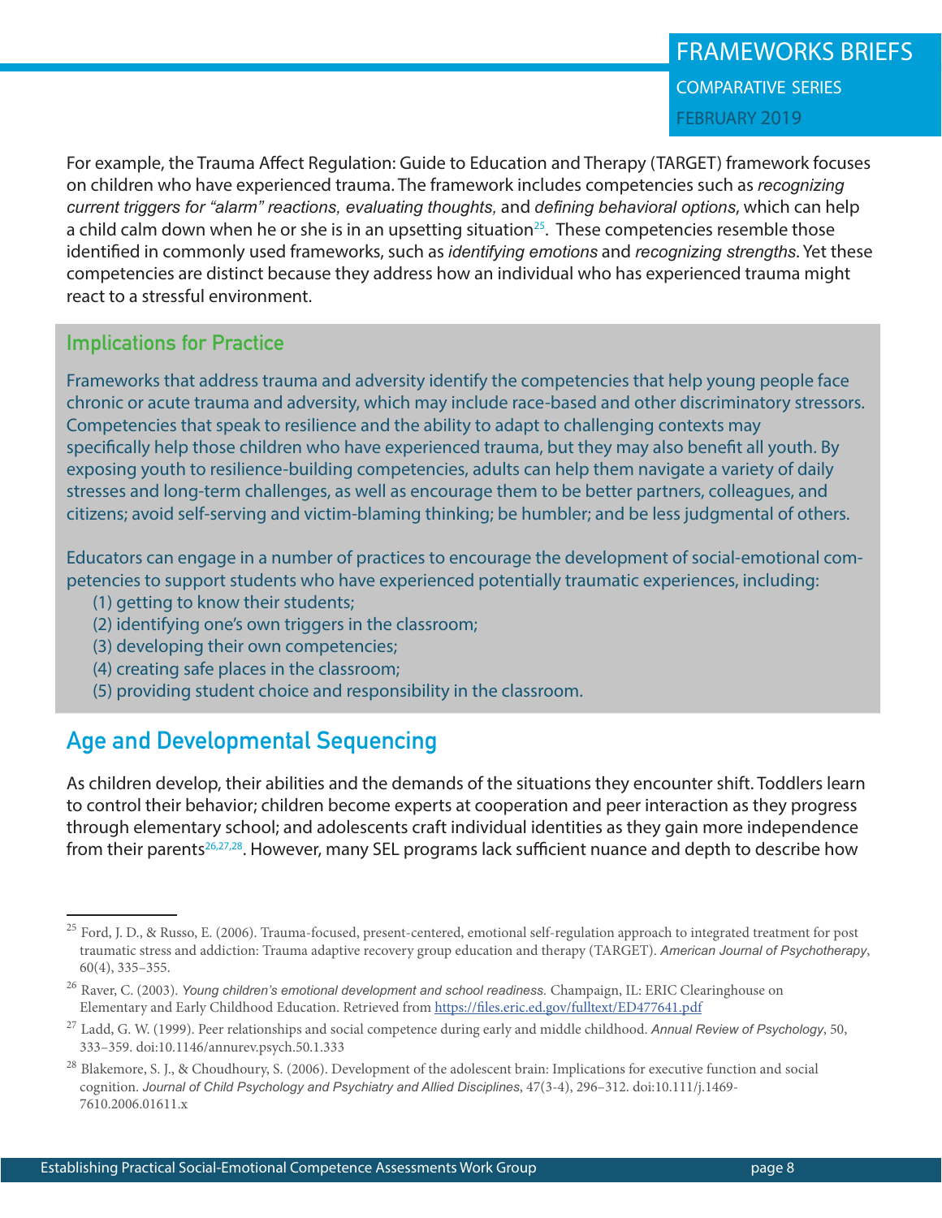For example, the Trauma Affect Regulation: Guide to Education and Therapy (TARGET) framework focuses on children who have experienced trauma. The framework includes competencies such as *recognizing current triggers for "alarm" reactions, evaluating thoughts,* and *defining behavioral options*, which can help a child calm down when he or she is in an upsetting situation[25]. These competencies resemble those identified in commonly used frameworks, such as *identifying emotions* and *recognizing strengths*. Yet these competencies are distinct because they address how an individual who has experienced trauma might react to a stressful environment.

### Implications for Practice

Frameworks that address trauma and adversity identify the competencies that help young people face chronic or acute trauma and adversity, which may include race-based and other discriminatory stressors. Competencies that speak to resilience and the ability to adapt to challenging contexts may specifically help those children who have experienced trauma, but they may also benefit all youth. By exposing youth to resilience-building competencies, adults can help them navigate a variety of daily stresses and long-term challenges, as well as encourage them to be better partners, colleagues, and citizens; avoid self-serving and victim-blaming thinking; be humbler; and be less judgmental of others.

Educators can engage in a number of practices to encourage the development of social-emotional competencies to support students who have experienced potentially traumatic experiences, including:

(1) getting to know their students;
(2) identifying one's own triggers in the classroom;
(3) developing their own competencies;
(4) creating safe places in the classroom;
(5) providing student choice and responsibility in the classroom.

## Age and Developmental Sequencing

As children develop, their abilities and the demands of the situations they encounter shift. Toddlers learn to control their behavior; children become experts at cooperation and peer interaction as they progress through elementary school; and adolescents craft individual identities as they gain more independence from their parents[26,27,28]. However, many SEL programs lack sufficient nuance and depth to describe how

---

[25] Ford, J. D., & Russo, E. (2006). Trauma-focused, present-centered, emotional self-regulation approach to integrated treatment for post traumatic stress and addiction: Trauma adaptive recovery group education and therapy (TARGET). *American Journal of Psychotherapy*, 60(4), 335–355.

[26] Raver, C. (2003). *Young children's emotional development and school readiness.* Champaign, IL: ERIC Clearinghouse on Elementary and Early Childhood Education. Retrieved from https://files.eric.ed.gov/fulltext/ED477641.pdf

[27] Ladd, G. W. (1999). Peer relationships and social competence during early and middle childhood. *Annual Review of Psychology*, 50, 333–359. doi:10.1146/annurev.psych.50.1.333

[28] Blakemore, S. J., & Choudhoury, S. (2006). Development of the adolescent brain: Implications for executive function and social cognition. *Journal of Child Psychology and Psychiatry and Allied Disciplines*, 47(3-4), 296–312. doi:10.111/j.1469-7610.2006.01611.x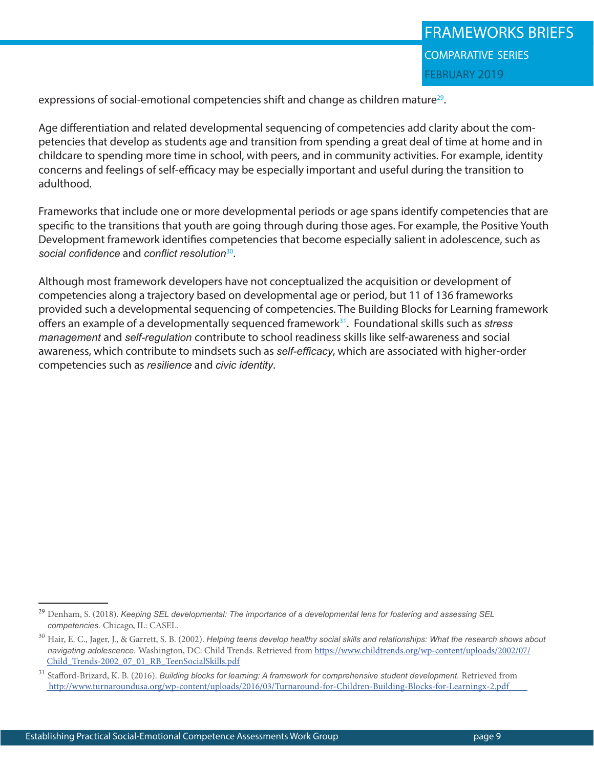expressions of social-emotional competencies shift and change as children mature[29].

Age differentiation and related developmental sequencing of competencies add clarity about the competencies that develop as students age and transition from spending a great deal of time at home and in childcare to spending more time in school, with peers, and in community activities. For example, identity concerns and feelings of self-efficacy may be especially important and useful during the transition to adulthood.

Frameworks that include one or more developmental periods or age spans identify competencies that are specific to the transitions that youth are going through during those ages. For example, the Positive Youth Development framework identifies competencies that become especially salient in adolescence, such as *social confidence* and *conflict resolution*[30].

Although most framework developers have not conceptualized the acquisition or development of competencies along a trajectory based on developmental age or period, but 11 of 136 frameworks provided such a developmental sequencing of competencies. The Building Blocks for Learning framework offers an example of a developmentally sequenced framework[31]. Foundational skills such as *stress management* and *self-regulation* contribute to school readiness skills like self-awareness and social awareness, which contribute to mindsets such as *self-efficacy*, which are associated with higher-order competencies such as *resilience* and *civic identity*.

---

[29] Denham, S. (2018). *Keeping SEL developmental: The importance of a developmental lens for fostering and assessing SEL competencies.* Chicago, IL: CASEL.

[30] Hair, E. C., Jager, J., & Garrett, S. B. (2002). *Helping teens develop healthy social skills and relationships: What the research shows about navigating adolescence.* Washington, DC: Child Trends. Retrieved from https://www.childtrends.org/wp-content/uploads/2002/07/Child_Trends-2002_07_01_RB_TeenSocialSkills.pdf

[31] Stafford-Brizard, K. B. (2016). *Building blocks for learning: A framework for comprehensive student development.* Retrieved from http://www.turnaroundusa.org/wp-content/uploads/2016/03/Turnaround-for-Children-Building-Blocks-for-Learningx-2.pdf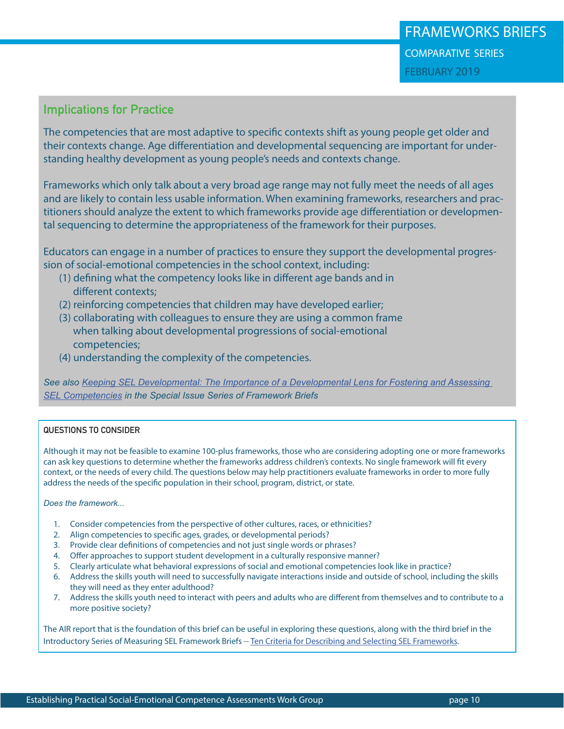## Implications for Practice

The competencies that are most adaptive to specific contexts shift as young people get older and their contexts change. Age differentiation and developmental sequencing are important for understanding healthy development as young people's needs and contexts change.

Frameworks which only talk about a very broad age range may not fully meet the needs of all ages and are likely to contain less usable information. When examining frameworks, researchers and practitioners should analyze the extent to which frameworks provide age differentiation or developmental sequencing to determine the appropriateness of the framework for their purposes.

Educators can engage in a number of practices to ensure they support the developmental progression of social-emotional competencies in the school context, including:

(1) defining what the competency looks like in different age bands and in different contexts;
(2) reinforcing competencies that children may have developed earlier;
(3) collaborating with colleagues to ensure they are using a common frame when talking about developmental progressions of social-emotional competencies;
(4) understanding the complexity of the competencies.

*See also Keeping SEL Developmental: The Importance of a Developmental Lens for Fostering and Assessing SEL Competencies in the Special Issue Series of Framework Briefs*

### QUESTIONS TO CONSIDER

Although it may not be feasible to examine 100-plus frameworks, those who are considering adopting one or more frameworks can ask key questions to determine whether the frameworks address children's contexts. No single framework will fit every context, or the needs of every child. The questions below may help practitioners evaluate frameworks in order to more fully address the needs of the specific population in their school, program, district, or state.

*Does the framework...*

1. Consider competencies from the perspective of other cultures, races, or ethnicities?
2. Align competencies to specific ages, grades, or developmental periods?
3. Provide clear definitions of competencies and not just single words or phrases?
4. Offer approaches to support student development in a culturally responsive manner?
5. Clearly articulate what behavioral expressions of social and emotional competencies look like in practice?
6. Address the skills youth will need to successfully navigate interactions inside and outside of school, including the skills they will need as they enter adulthood?
7. Address the skills youth need to interact with peers and adults who are different from themselves and to contribute to a more positive society?

The AIR report that is the foundation of this brief can be useful in exploring these questions, along with the third brief in the Introductory Series of Measuring SEL Framework Briefs -- Ten Criteria for Describing and Selecting SEL Frameworks.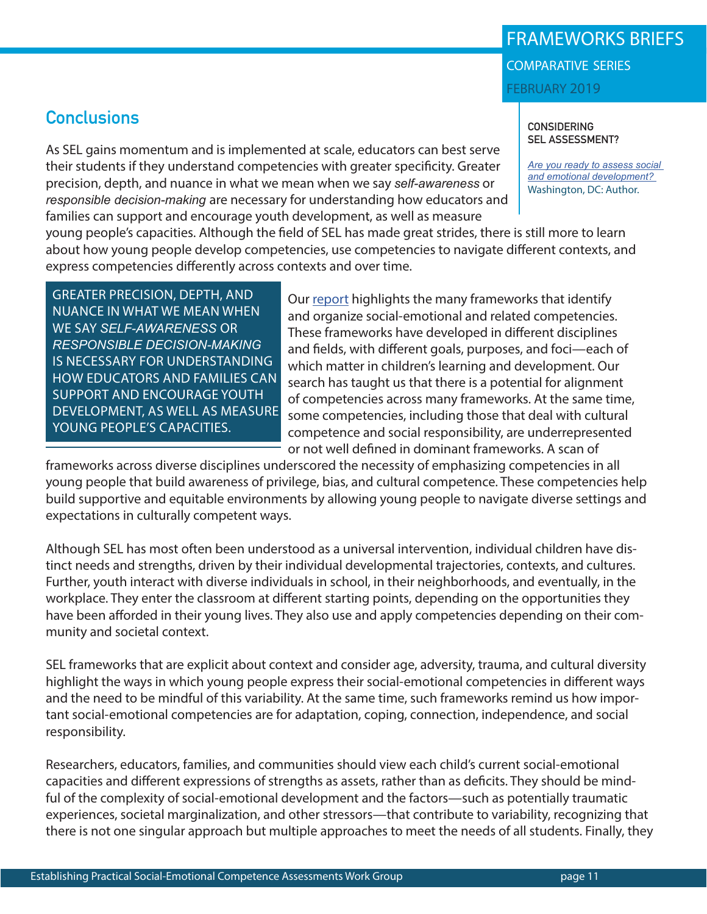## Conclusions

As SEL gains momentum and is implemented at scale, educators can best serve their students if they understand competencies with greater specificity. Greater precision, depth, and nuance in what we mean when we say *self-awareness* or *responsible decision-making* are necessary for understanding how educators and families can support and encourage youth development, as well as measure young people's capacities. Although the field of SEL has made great strides, there is still more to learn about how young people develop competencies, use competencies to navigate different contexts, and express competencies differently across contexts and over time.

**CONSIDERING SEL ASSESSMENT?**

*Are you ready to assess social and emotional development?* Washington, DC: Author.

> GREATER PRECISION, DEPTH, AND NUANCE IN WHAT WE MEAN WHEN WE SAY *SELF-AWARENESS* OR *RESPONSIBLE DECISION-MAKING* IS NECESSARY FOR UNDERSTANDING HOW EDUCATORS AND FAMILIES CAN SUPPORT AND ENCOURAGE YOUTH DEVELOPMENT, AS WELL AS MEASURE YOUNG PEOPLE'S CAPACITIES.

Our report highlights the many frameworks that identify and organize social-emotional and related competencies. These frameworks have developed in different disciplines and fields, with different goals, purposes, and foci—each of which matter in children's learning and development. Our search has taught us that there is a potential for alignment of competencies across many frameworks. At the same time, some competencies, including those that deal with cultural competence and social responsibility, are underrepresented or not well defined in dominant frameworks. A scan of frameworks across diverse disciplines underscored the necessity of emphasizing competencies in all young people that build awareness of privilege, bias, and cultural competence. These competencies help build supportive and equitable environments by allowing young people to navigate diverse settings and expectations in culturally competent ways.

Although SEL has most often been understood as a universal intervention, individual children have distinct needs and strengths, driven by their individual developmental trajectories, contexts, and cultures. Further, youth interact with diverse individuals in school, in their neighborhoods, and eventually, in the workplace. They enter the classroom at different starting points, depending on the opportunities they have been afforded in their young lives. They also use and apply competencies depending on their community and societal context.

SEL frameworks that are explicit about context and consider age, adversity, trauma, and cultural diversity highlight the ways in which young people express their social-emotional competencies in different ways and the need to be mindful of this variability. At the same time, such frameworks remind us how important social-emotional competencies are for adaptation, coping, connection, independence, and social responsibility.

Researchers, educators, families, and communities should view each child's current social-emotional capacities and different expressions of strengths as assets, rather than as deficits. They should be mindful of the complexity of social-emotional development and the factors—such as potentially traumatic experiences, societal marginalization, and other stressors—that contribute to variability, recognizing that there is not one singular approach but multiple approaches to meet the needs of all students. Finally, they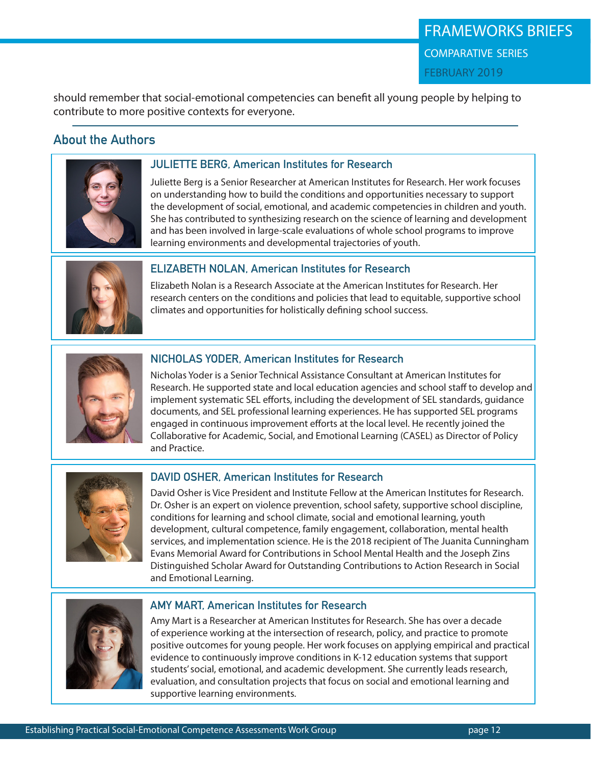should remember that social-emotional competencies can benefit all young people by helping to contribute to more positive contexts for everyone.

## About the Authors

### JULIETTE BERG, American Institutes for Research

Juliette Berg is a Senior Researcher at American Institutes for Research. Her work focuses on understanding how to build the conditions and opportunities necessary to support the development of social, emotional, and academic competencies in children and youth. She has contributed to synthesizing research on the science of learning and development and has been involved in large-scale evaluations of whole school programs to improve learning environments and developmental trajectories of youth.

### ELIZABETH NOLAN, American Institutes for Research

Elizabeth Nolan is a Research Associate at the American Institutes for Research. Her research centers on the conditions and policies that lead to equitable, supportive school climates and opportunities for holistically defining school success.

### NICHOLAS YODER, American Institutes for Research

Nicholas Yoder is a Senior Technical Assistance Consultant at American Institutes for Research. He supported state and local education agencies and school staff to develop and implement systematic SEL efforts, including the development of SEL standards, guidance documents, and SEL professional learning experiences. He has supported SEL programs engaged in continuous improvement efforts at the local level. He recently joined the Collaborative for Academic, Social, and Emotional Learning (CASEL) as Director of Policy and Practice.

### DAVID OSHER, American Institutes for Research

David Osher is Vice President and Institute Fellow at the American Institutes for Research. Dr. Osher is an expert on violence prevention, school safety, supportive school discipline, conditions for learning and school climate, social and emotional learning, youth development, cultural competence, family engagement, collaboration, mental health services, and implementation science. He is the 2018 recipient of The Juanita Cunningham Evans Memorial Award for Contributions in School Mental Health and the Joseph Zins Distinguished Scholar Award for Outstanding Contributions to Action Research in Social and Emotional Learning.

### AMY MART, American Institutes for Research

Amy Mart is a Researcher at American Institutes for Research. She has over a decade of experience working at the intersection of research, policy, and practice to promote positive outcomes for young people. Her work focuses on applying empirical and practical evidence to continuously improve conditions in K-12 education systems that support students' social, emotional, and academic development. She currently leads research, evaluation, and consultation projects that focus on social and emotional learning and supportive learning environments.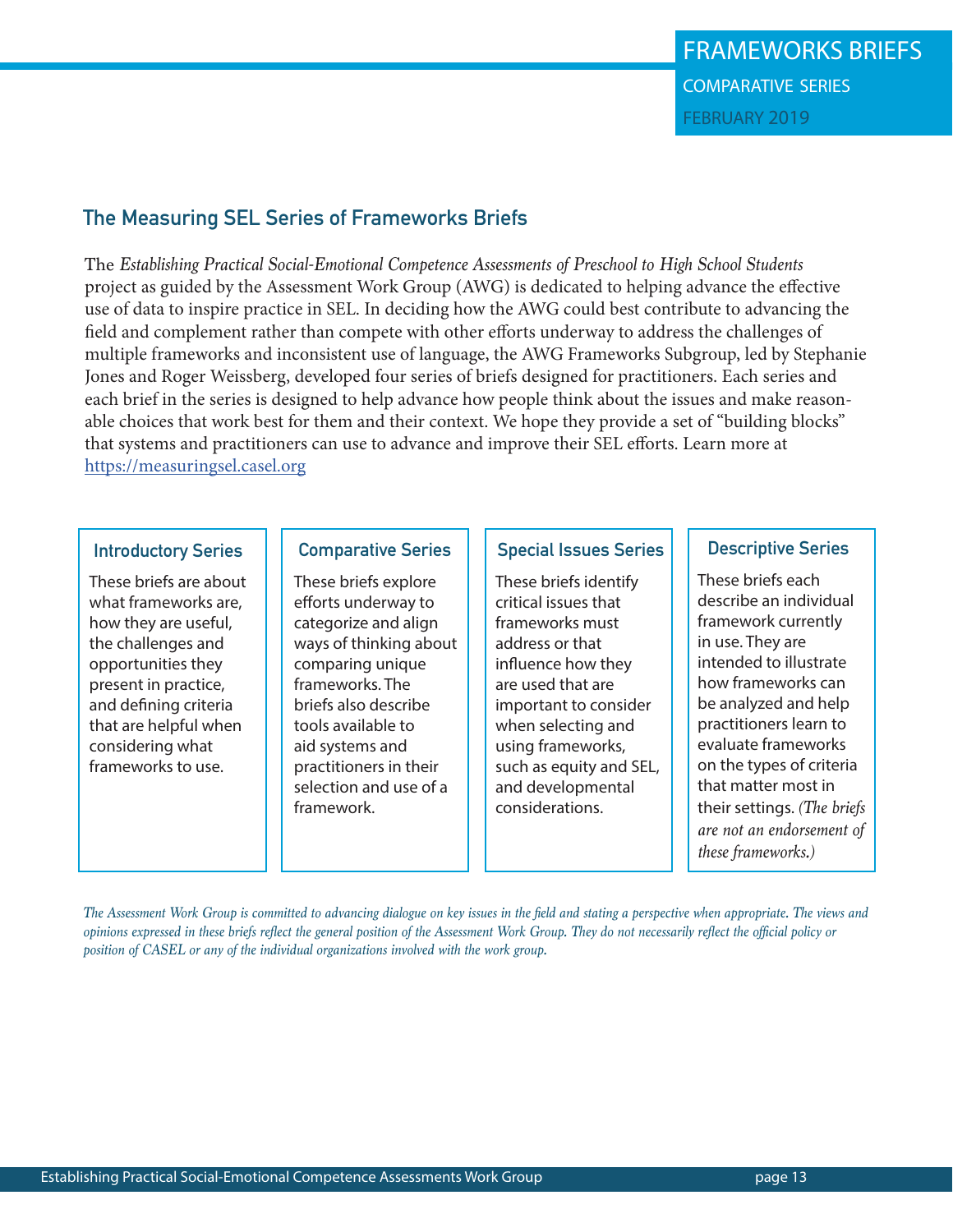## The Measuring SEL Series of Frameworks Briefs

The *Establishing Practical Social-Emotional Competence Assessments of Preschool to High School Students* project as guided by the Assessment Work Group (AWG) is dedicated to helping advance the effective use of data to inspire practice in SEL. In deciding how the AWG could best contribute to advancing the field and complement rather than compete with other efforts underway to address the challenges of multiple frameworks and inconsistent use of language, the AWG Frameworks Subgroup, led by Stephanie Jones and Roger Weissberg, developed four series of briefs designed for practitioners. Each series and each brief in the series is designed to help advance how people think about the issues and make reasonable choices that work best for them and their context. We hope they provide a set of "building blocks" that systems and practitioners can use to advance and improve their SEL efforts. Learn more at https://measuringsel.casel.org

### Introductory Series

These briefs are about what frameworks are, how they are useful, the challenges and opportunities they present in practice, and defining criteria that are helpful when considering what frameworks to use.

### Comparative Series

These briefs explore efforts underway to categorize and align ways of thinking about comparing unique frameworks. The briefs also describe tools available to aid systems and practitioners in their selection and use of a framework.

### Special Issues Series

These briefs identify critical issues that frameworks must address or that influence how they are used that are important to consider when selecting and using frameworks, such as equity and SEL, and developmental considerations.

### Descriptive Series

These briefs each describe an individual framework currently in use. They are intended to illustrate how frameworks can be analyzed and help practitioners learn to evaluate frameworks on the types of criteria that matter most in their settings. *(The briefs are not an endorsement of these frameworks.)*

*The Assessment Work Group is committed to advancing dialogue on key issues in the field and stating a perspective when appropriate. The views and opinions expressed in these briefs reflect the general position of the Assessment Work Group. They do not necessarily reflect the official policy or position of CASEL or any of the individual organizations involved with the work group.*